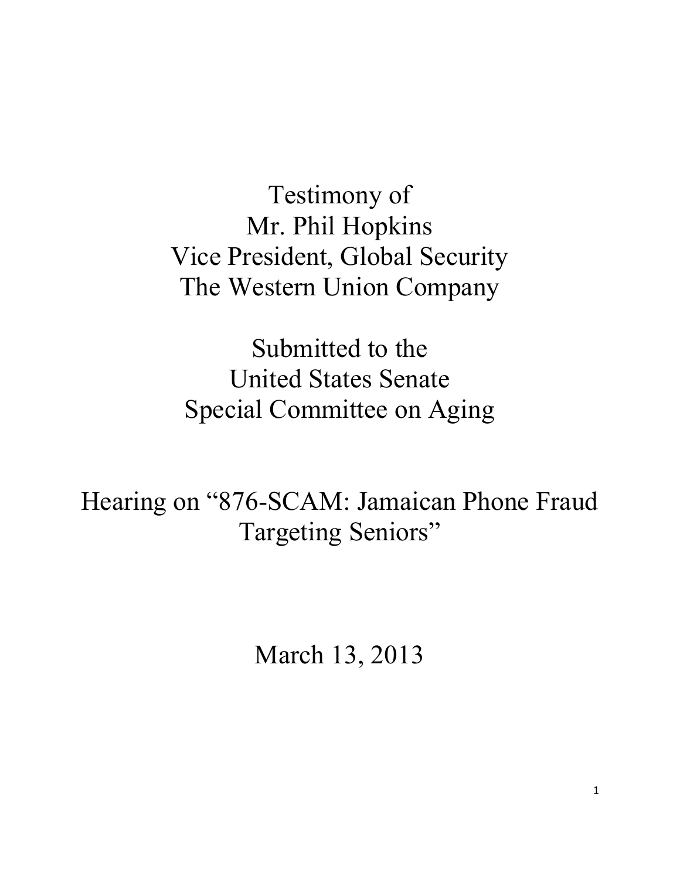# Testimony of
# Mr. Phil Hopkins
# Vice President, Global Security
# The Western Union Company

## Submitted to the
## United States Senate
## Special Committee on Aging

## Hearing on "876-SCAM: Jamaican Phone Fraud Targeting Seniors"

## March 13, 2013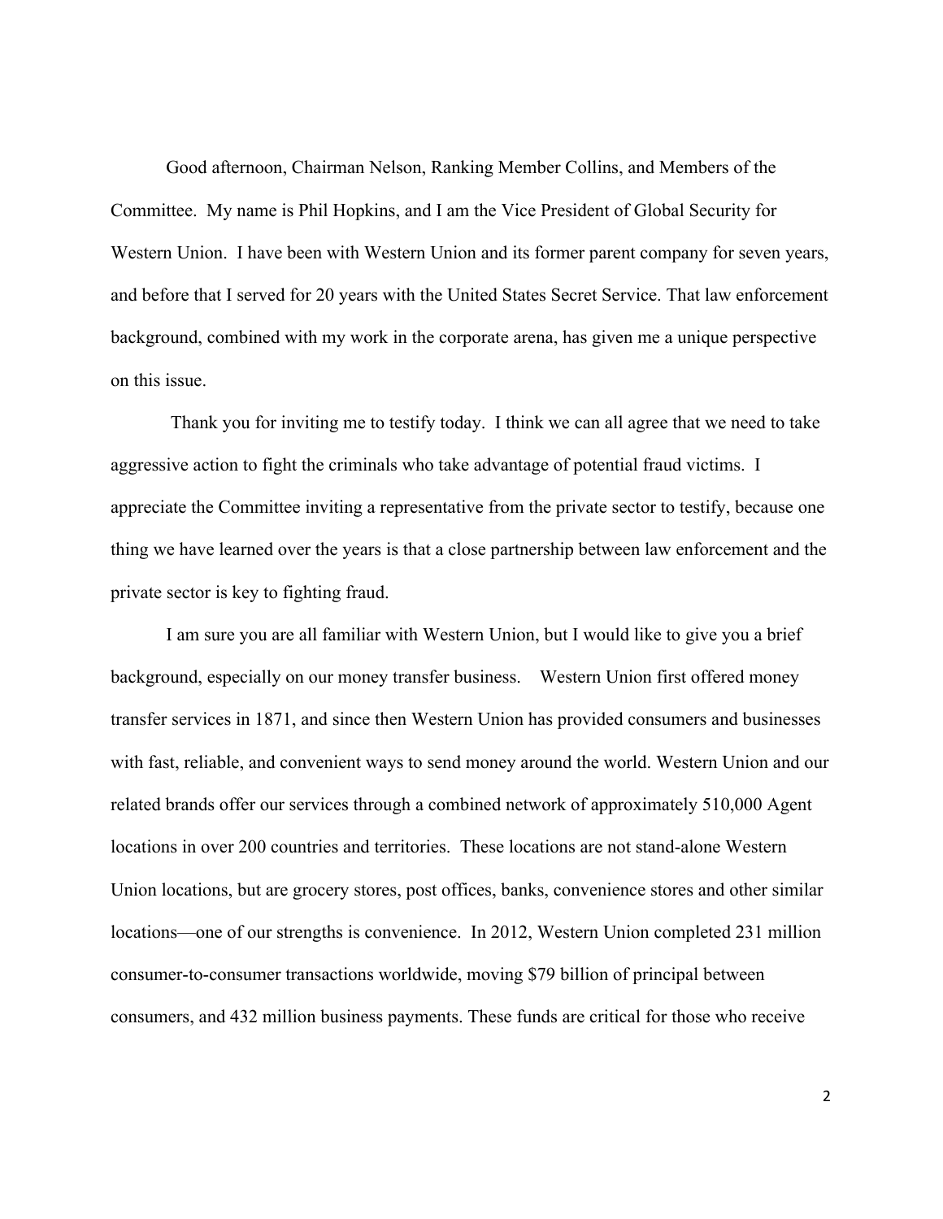Good afternoon, Chairman Nelson, Ranking Member Collins, and Members of the Committee. My name is Phil Hopkins, and I am the Vice President of Global Security for Western Union. I have been with Western Union and its former parent company for seven years, and before that I served for 20 years with the United States Secret Service. That law enforcement background, combined with my work in the corporate arena, has given me a unique perspective on this issue.

Thank you for inviting me to testify today. I think we can all agree that we need to take aggressive action to fight the criminals who take advantage of potential fraud victims. I appreciate the Committee inviting a representative from the private sector to testify, because one thing we have learned over the years is that a close partnership between law enforcement and the private sector is key to fighting fraud.

I am sure you are all familiar with Western Union, but I would like to give you a brief background, especially on our money transfer business. Western Union first offered money transfer services in 1871, and since then Western Union has provided consumers and businesses with fast, reliable, and convenient ways to send money around the world. Western Union and our related brands offer our services through a combined network of approximately 510,000 Agent locations in over 200 countries and territories. These locations are not stand-alone Western Union locations, but are grocery stores, post offices, banks, convenience stores and other similar locations—one of our strengths is convenience. In 2012, Western Union completed 231 million consumer-to-consumer transactions worldwide, moving $79 billion of principal between consumers, and 432 million business payments. These funds are critical for those who receive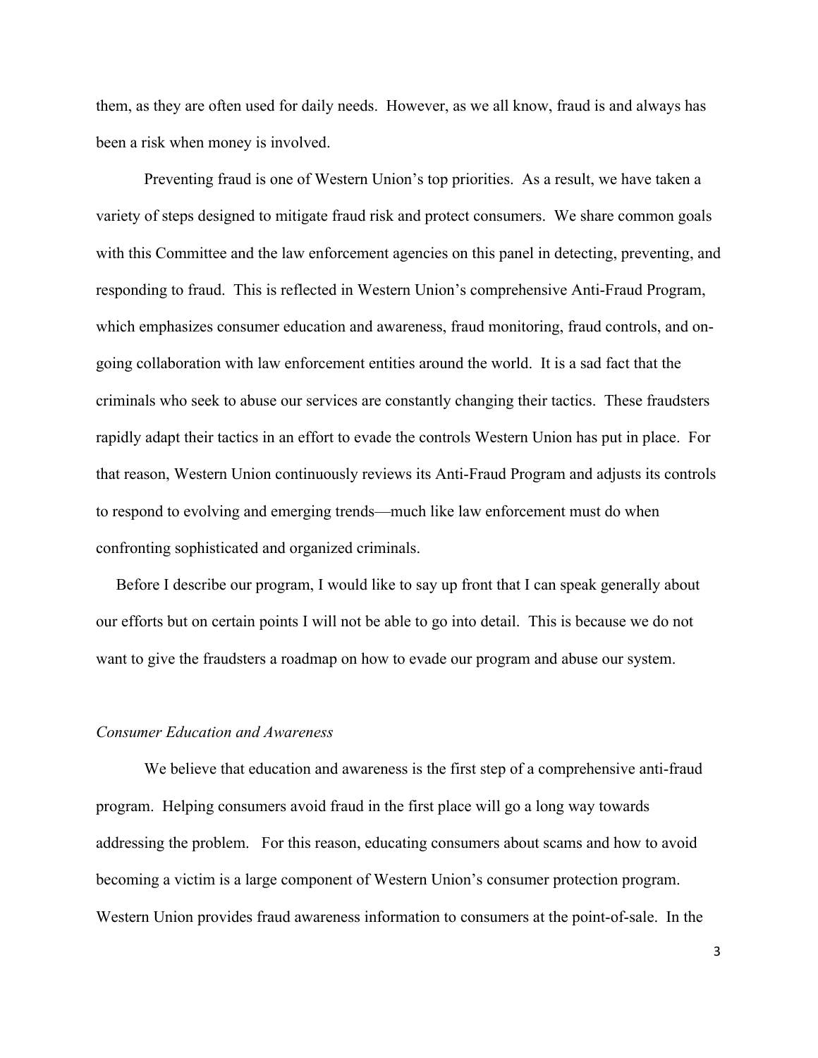them, as they are often used for daily needs. However, as we all know, fraud is and always has been a risk when money is involved.

Preventing fraud is one of Western Union's top priorities. As a result, we have taken a variety of steps designed to mitigate fraud risk and protect consumers. We share common goals with this Committee and the law enforcement agencies on this panel in detecting, preventing, and responding to fraud. This is reflected in Western Union's comprehensive Anti-Fraud Program, which emphasizes consumer education and awareness, fraud monitoring, fraud controls, and on-going collaboration with law enforcement entities around the world. It is a sad fact that the criminals who seek to abuse our services are constantly changing their tactics. These fraudsters rapidly adapt their tactics in an effort to evade the controls Western Union has put in place. For that reason, Western Union continuously reviews its Anti-Fraud Program and adjusts its controls to respond to evolving and emerging trends—much like law enforcement must do when confronting sophisticated and organized criminals.

Before I describe our program, I would like to say up front that I can speak generally about our efforts but on certain points I will not be able to go into detail. This is because we do not want to give the fraudsters a roadmap on how to evade our program and abuse our system.

*Consumer Education and Awareness*

We believe that education and awareness is the first step of a comprehensive anti-fraud program. Helping consumers avoid fraud in the first place will go a long way towards addressing the problem. For this reason, educating consumers about scams and how to avoid becoming a victim is a large component of Western Union's consumer protection program. Western Union provides fraud awareness information to consumers at the point-of-sale. In the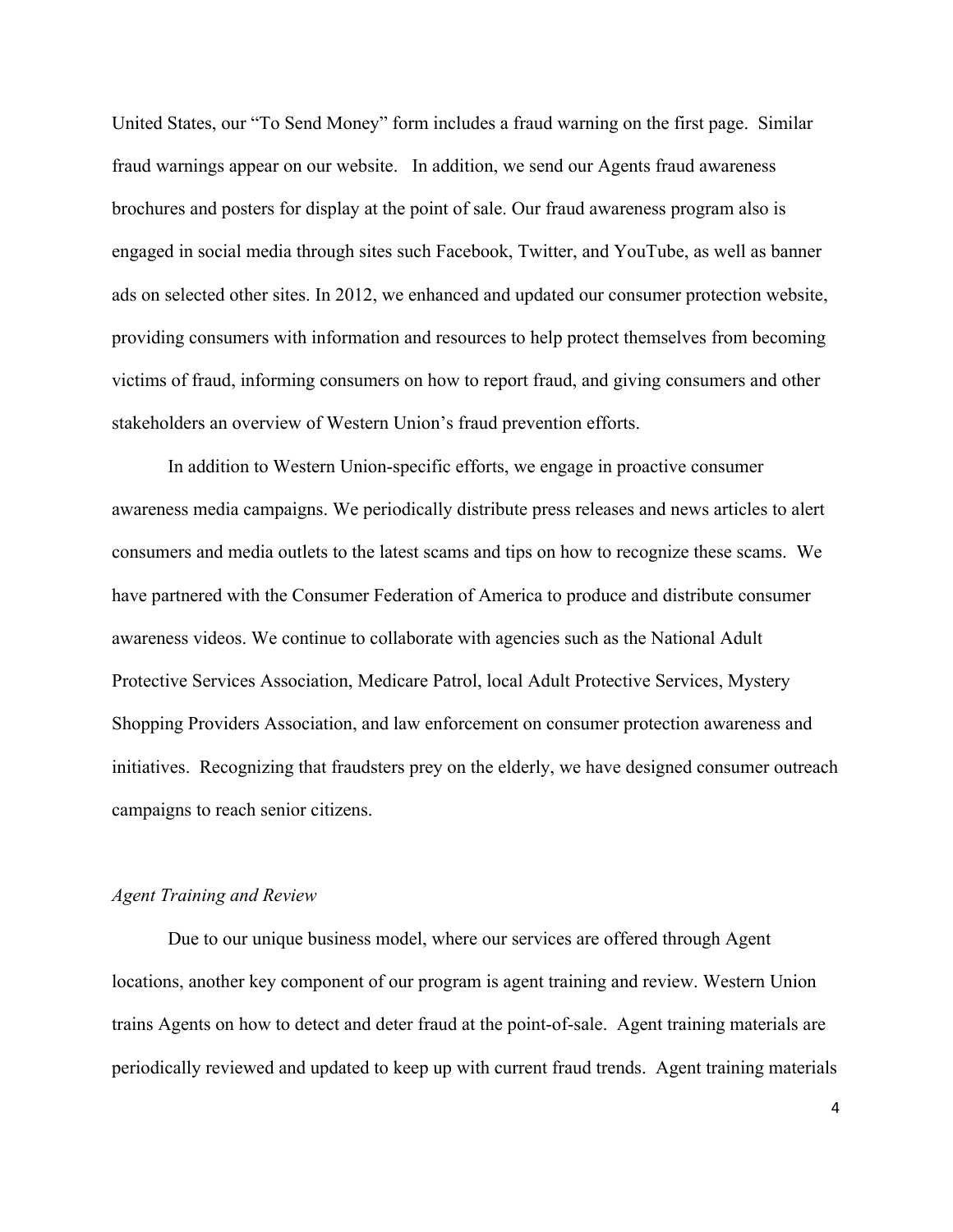United States, our "To Send Money" form includes a fraud warning on the first page. Similar fraud warnings appear on our website. In addition, we send our Agents fraud awareness brochures and posters for display at the point of sale. Our fraud awareness program also is engaged in social media through sites such Facebook, Twitter, and YouTube, as well as banner ads on selected other sites. In 2012, we enhanced and updated our consumer protection website, providing consumers with information and resources to help protect themselves from becoming victims of fraud, informing consumers on how to report fraud, and giving consumers and other stakeholders an overview of Western Union's fraud prevention efforts.

In addition to Western Union-specific efforts, we engage in proactive consumer awareness media campaigns. We periodically distribute press releases and news articles to alert consumers and media outlets to the latest scams and tips on how to recognize these scams. We have partnered with the Consumer Federation of America to produce and distribute consumer awareness videos. We continue to collaborate with agencies such as the National Adult Protective Services Association, Medicare Patrol, local Adult Protective Services, Mystery Shopping Providers Association, and law enforcement on consumer protection awareness and initiatives. Recognizing that fraudsters prey on the elderly, we have designed consumer outreach campaigns to reach senior citizens.

*Agent Training and Review*

Due to our unique business model, where our services are offered through Agent locations, another key component of our program is agent training and review. Western Union trains Agents on how to detect and deter fraud at the point-of-sale. Agent training materials are periodically reviewed and updated to keep up with current fraud trends. Agent training materials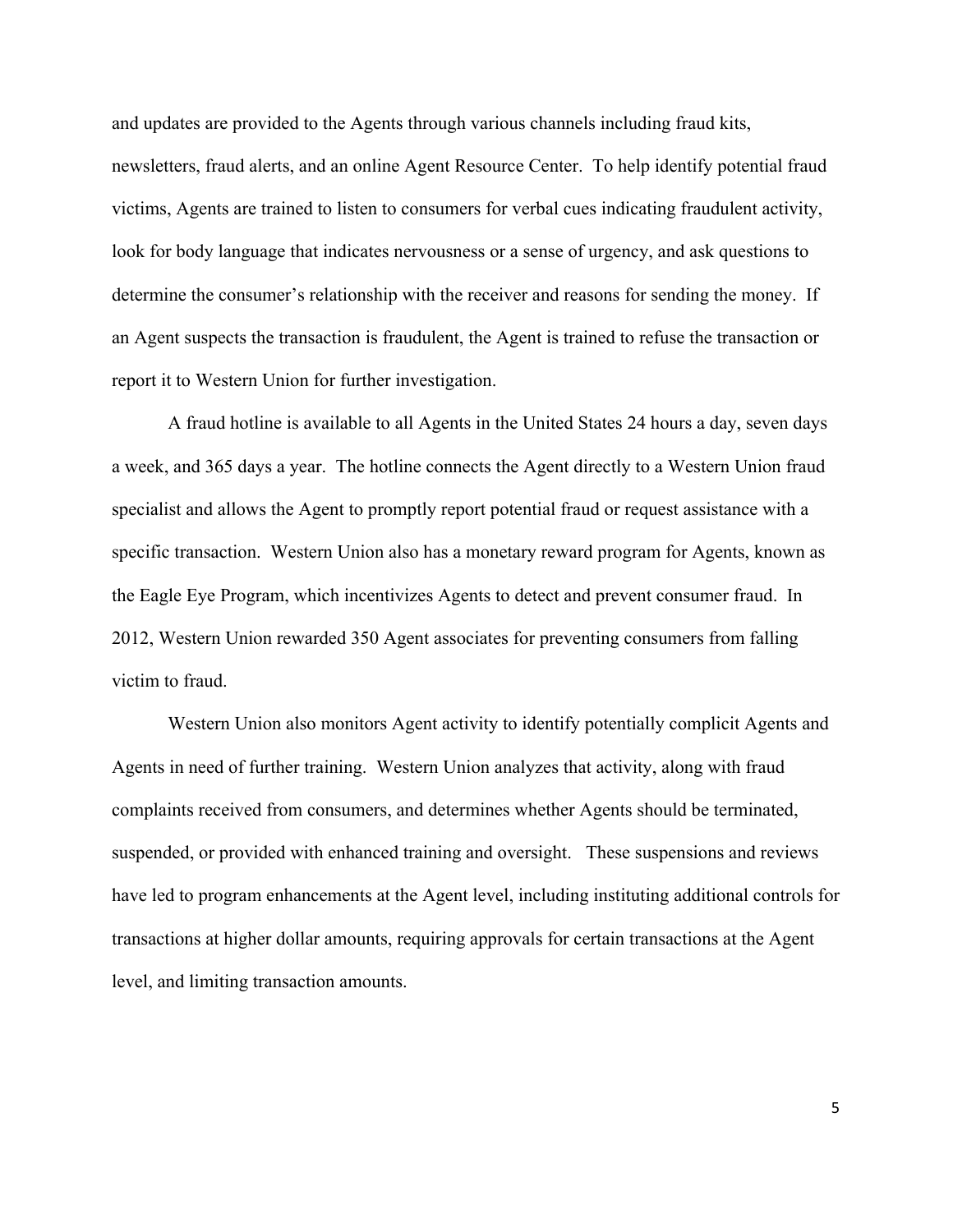and updates are provided to the Agents through various channels including fraud kits, newsletters, fraud alerts, and an online Agent Resource Center. To help identify potential fraud victims, Agents are trained to listen to consumers for verbal cues indicating fraudulent activity, look for body language that indicates nervousness or a sense of urgency, and ask questions to determine the consumer's relationship with the receiver and reasons for sending the money. If an Agent suspects the transaction is fraudulent, the Agent is trained to refuse the transaction or report it to Western Union for further investigation.

A fraud hotline is available to all Agents in the United States 24 hours a day, seven days a week, and 365 days a year. The hotline connects the Agent directly to a Western Union fraud specialist and allows the Agent to promptly report potential fraud or request assistance with a specific transaction. Western Union also has a monetary reward program for Agents, known as the Eagle Eye Program, which incentivizes Agents to detect and prevent consumer fraud. In 2012, Western Union rewarded 350 Agent associates for preventing consumers from falling victim to fraud.

Western Union also monitors Agent activity to identify potentially complicit Agents and Agents in need of further training. Western Union analyzes that activity, along with fraud complaints received from consumers, and determines whether Agents should be terminated, suspended, or provided with enhanced training and oversight. These suspensions and reviews have led to program enhancements at the Agent level, including instituting additional controls for transactions at higher dollar amounts, requiring approvals for certain transactions at the Agent level, and limiting transaction amounts.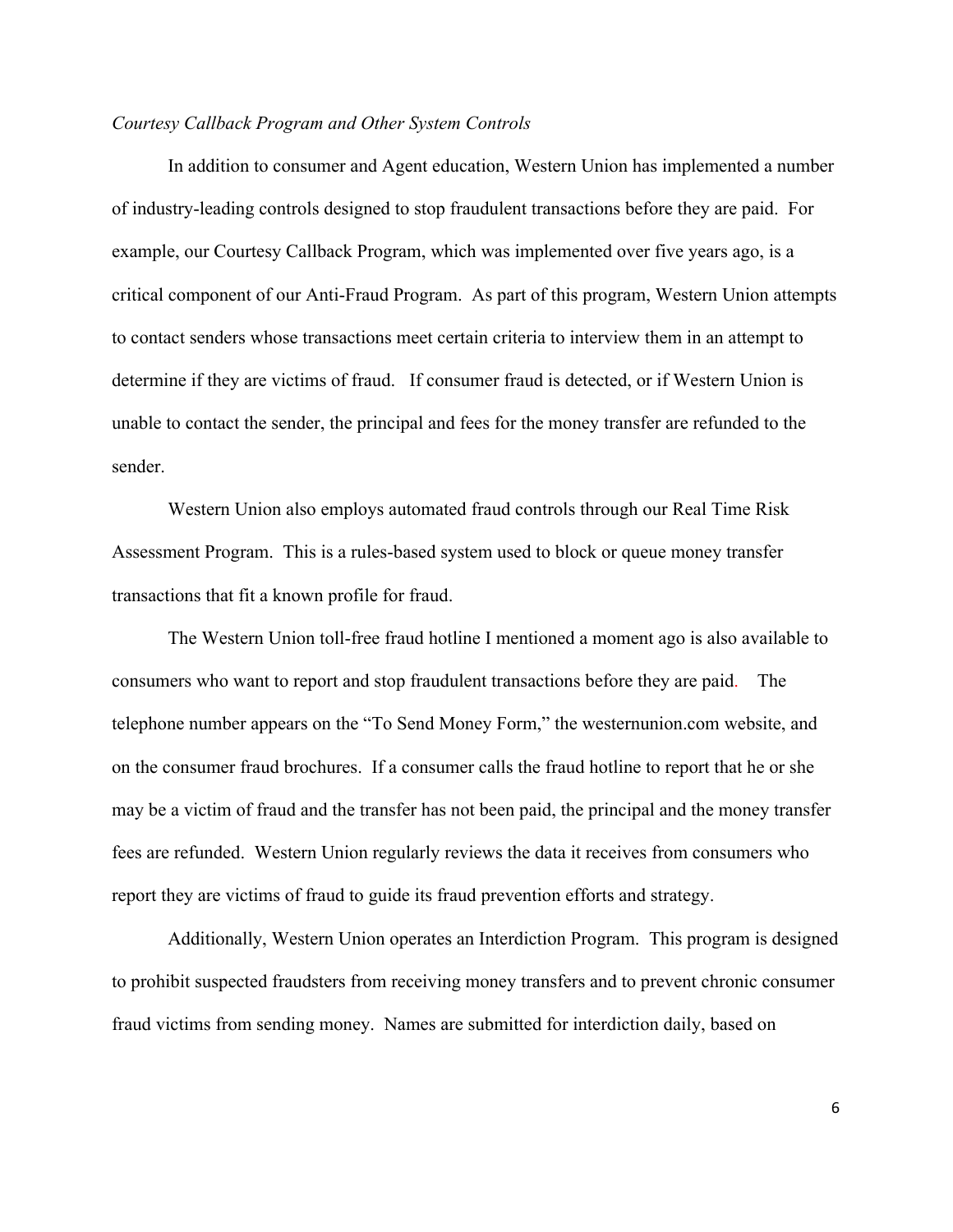*Courtesy Callback Program and Other System Controls*

In addition to consumer and Agent education, Western Union has implemented a number of industry-leading controls designed to stop fraudulent transactions before they are paid. For example, our Courtesy Callback Program, which was implemented over five years ago, is a critical component of our Anti-Fraud Program. As part of this program, Western Union attempts to contact senders whose transactions meet certain criteria to interview them in an attempt to determine if they are victims of fraud. If consumer fraud is detected, or if Western Union is unable to contact the sender, the principal and fees for the money transfer are refunded to the sender.

Western Union also employs automated fraud controls through our Real Time Risk Assessment Program. This is a rules-based system used to block or queue money transfer transactions that fit a known profile for fraud.

The Western Union toll-free fraud hotline I mentioned a moment ago is also available to consumers who want to report and stop fraudulent transactions before they are paid. The telephone number appears on the "To Send Money Form," the westernunion.com website, and on the consumer fraud brochures. If a consumer calls the fraud hotline to report that he or she may be a victim of fraud and the transfer has not been paid, the principal and the money transfer fees are refunded. Western Union regularly reviews the data it receives from consumers who report they are victims of fraud to guide its fraud prevention efforts and strategy.

Additionally, Western Union operates an Interdiction Program. This program is designed to prohibit suspected fraudsters from receiving money transfers and to prevent chronic consumer fraud victims from sending money. Names are submitted for interdiction daily, based on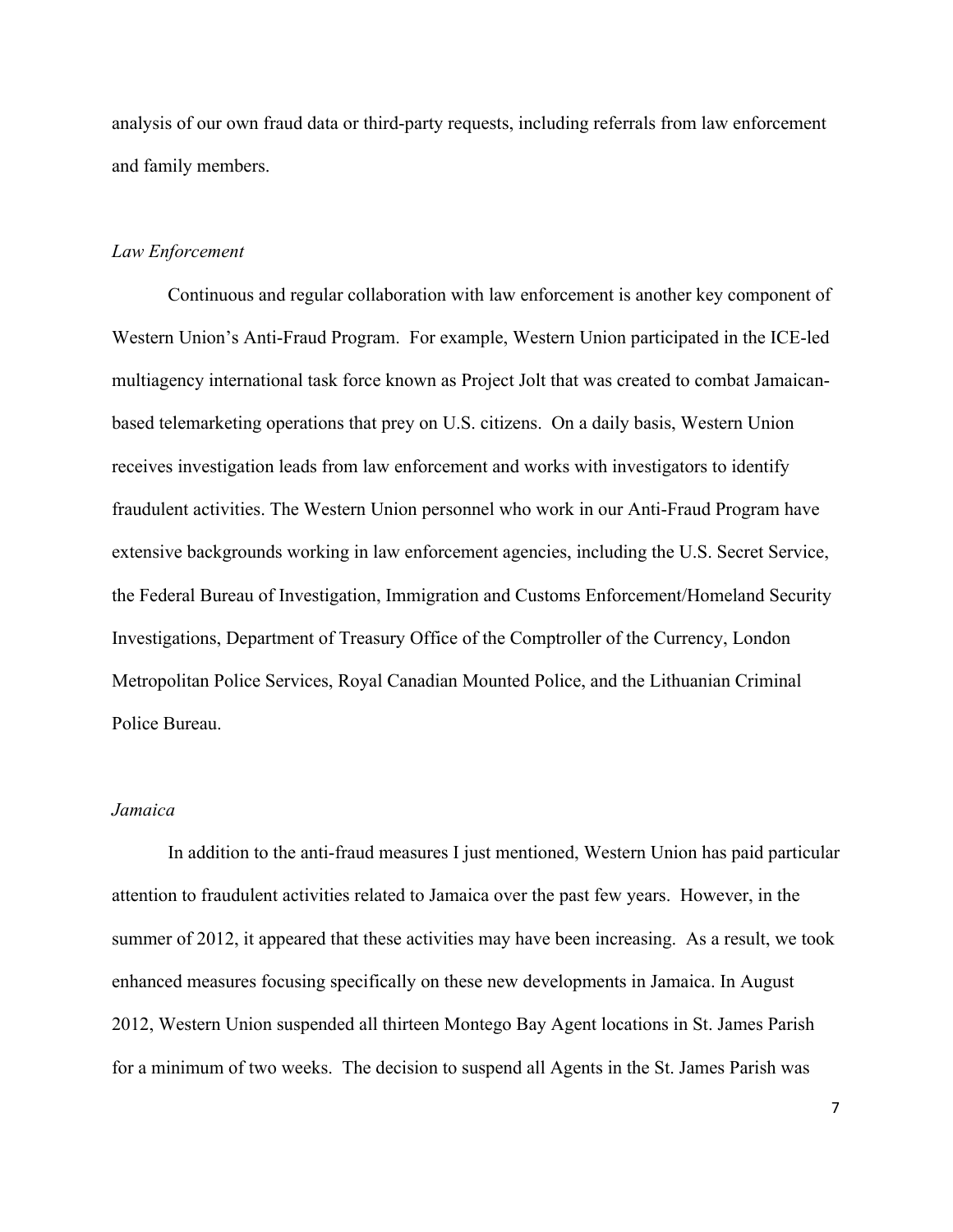analysis of our own fraud data or third-party requests, including referrals from law enforcement and family members.

*Law Enforcement*

Continuous and regular collaboration with law enforcement is another key component of Western Union's Anti-Fraud Program. For example, Western Union participated in the ICE-led multiagency international task force known as Project Jolt that was created to combat Jamaican-based telemarketing operations that prey on U.S. citizens. On a daily basis, Western Union receives investigation leads from law enforcement and works with investigators to identify fraudulent activities. The Western Union personnel who work in our Anti-Fraud Program have extensive backgrounds working in law enforcement agencies, including the U.S. Secret Service, the Federal Bureau of Investigation, Immigration and Customs Enforcement/Homeland Security Investigations, Department of Treasury Office of the Comptroller of the Currency, London Metropolitan Police Services, Royal Canadian Mounted Police, and the Lithuanian Criminal Police Bureau.

*Jamaica*

In addition to the anti-fraud measures I just mentioned, Western Union has paid particular attention to fraudulent activities related to Jamaica over the past few years. However, in the summer of 2012, it appeared that these activities may have been increasing. As a result, we took enhanced measures focusing specifically on these new developments in Jamaica. In August 2012, Western Union suspended all thirteen Montego Bay Agent locations in St. James Parish for a minimum of two weeks. The decision to suspend all Agents in the St. James Parish was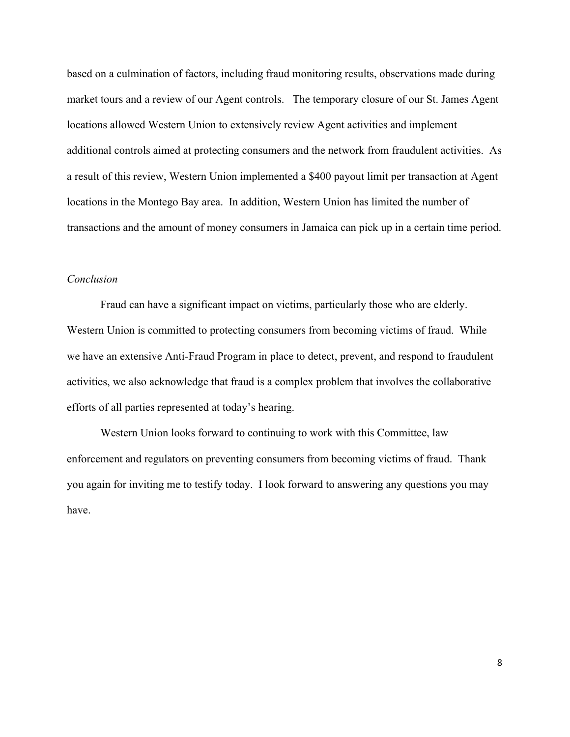based on a culmination of factors, including fraud monitoring results, observations made during market tours and a review of our Agent controls. The temporary closure of our St. James Agent locations allowed Western Union to extensively review Agent activities and implement additional controls aimed at protecting consumers and the network from fraudulent activities. As a result of this review, Western Union implemented a $400 payout limit per transaction at Agent locations in the Montego Bay area. In addition, Western Union has limited the number of transactions and the amount of money consumers in Jamaica can pick up in a certain time period.

*Conclusion*

Fraud can have a significant impact on victims, particularly those who are elderly. Western Union is committed to protecting consumers from becoming victims of fraud. While we have an extensive Anti-Fraud Program in place to detect, prevent, and respond to fraudulent activities, we also acknowledge that fraud is a complex problem that involves the collaborative efforts of all parties represented at today's hearing.

Western Union looks forward to continuing to work with this Committee, law enforcement and regulators on preventing consumers from becoming victims of fraud. Thank you again for inviting me to testify today. I look forward to answering any questions you may have.